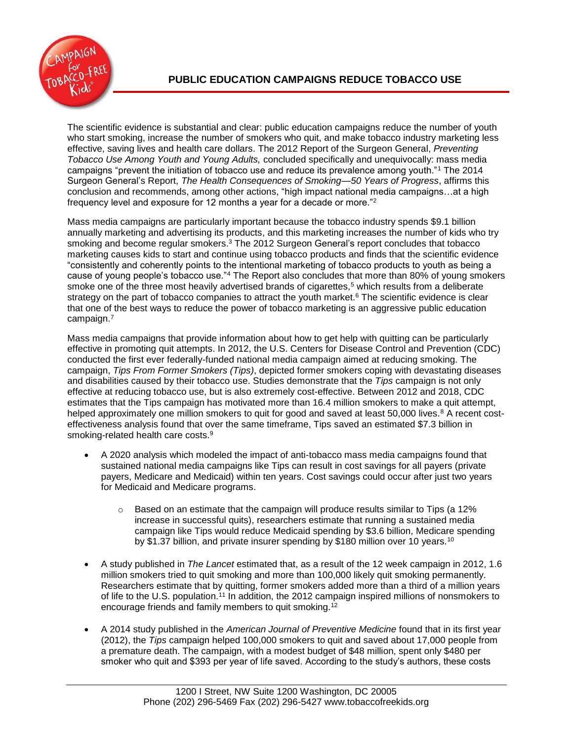# PUBLIC EDUCATION CAMPAIGNS REDUCE TOBACCO USE

The scientific evidence is substantial and clear: public education campaigns reduce the number of youth who start smoking, increase the number of smokers who quit, and make tobacco industry marketing less effective, saving lives and health care dollars. The 2012 Report of the Surgeon General, *Preventing Tobacco Use Among Youth and Young Adults,* concluded specifically and unequivocally: mass media campaigns "prevent the initiation of tobacco use and reduce its prevalence among youth."[1] The 2014 Surgeon General's Report, *The Health Consequences of Smoking—50 Years of Progress*, affirms this conclusion and recommends, among other actions, "high impact national media campaigns…at a high frequency level and exposure for 12 months a year for a decade or more."[2]

Mass media campaigns are particularly important because the tobacco industry spends $9.1 billion annually marketing and advertising its products, and this marketing increases the number of kids who try smoking and become regular smokers.[3] The 2012 Surgeon General's report concludes that tobacco marketing causes kids to start and continue using tobacco products and finds that the scientific evidence "consistently and coherently points to the intentional marketing of tobacco products to youth as being a cause of young people's tobacco use."[4] The Report also concludes that more than 80% of young smokers smoke one of the three most heavily advertised brands of cigarettes,[5] which results from a deliberate strategy on the part of tobacco companies to attract the youth market.[6] The scientific evidence is clear that one of the best ways to reduce the power of tobacco marketing is an aggressive public education campaign.[7]

Mass media campaigns that provide information about how to get help with quitting can be particularly effective in promoting quit attempts. In 2012, the U.S. Centers for Disease Control and Prevention (CDC) conducted the first ever federally-funded national media campaign aimed at reducing smoking. The campaign, *Tips From Former Smokers (Tips)*, depicted former smokers coping with devastating diseases and disabilities caused by their tobacco use. Studies demonstrate that the *Tips* campaign is not only effective at reducing tobacco use, but is also extremely cost-effective. Between 2012 and 2018, CDC estimates that the Tips campaign has motivated more than 16.4 million smokers to make a quit attempt, helped approximately one million smokers to quit for good and saved at least 50,000 lives.[8] A recent cost-effectiveness analysis found that over the same timeframe, Tips saved an estimated $7.3 billion in smoking-related health care costs.[9]

- A 2020 analysis which modeled the impact of anti-tobacco mass media campaigns found that sustained national media campaigns like Tips can result in cost savings for all payers (private payers, Medicare and Medicaid) within ten years. Cost savings could occur after just two years for Medicaid and Medicare programs.
    - Based on an estimate that the campaign will produce results similar to Tips (a 12% increase in successful quits), researchers estimate that running a sustained media campaign like Tips would reduce Medicaid spending by $3.6 billion, Medicare spending by $1.37 billion, and private insurer spending by $180 million over 10 years.[10]
- A study published in *The Lancet* estimated that, as a result of the 12 week campaign in 2012, 1.6 million smokers tried to quit smoking and more than 100,000 likely quit smoking permanently. Researchers estimate that by quitting, former smokers added more than a third of a million years of life to the U.S. population.[11] In addition, the 2012 campaign inspired millions of nonsmokers to encourage friends and family members to quit smoking.[12]
- A 2014 study published in the *American Journal of Preventive Medicine* found that in its first year (2012), the *Tips* campaign helped 100,000 smokers to quit and saved about 17,000 people from a premature death. The campaign, with a modest budget of $48 million, spent only $480 per smoker who quit and $393 per year of life saved. According to the study's authors, these costs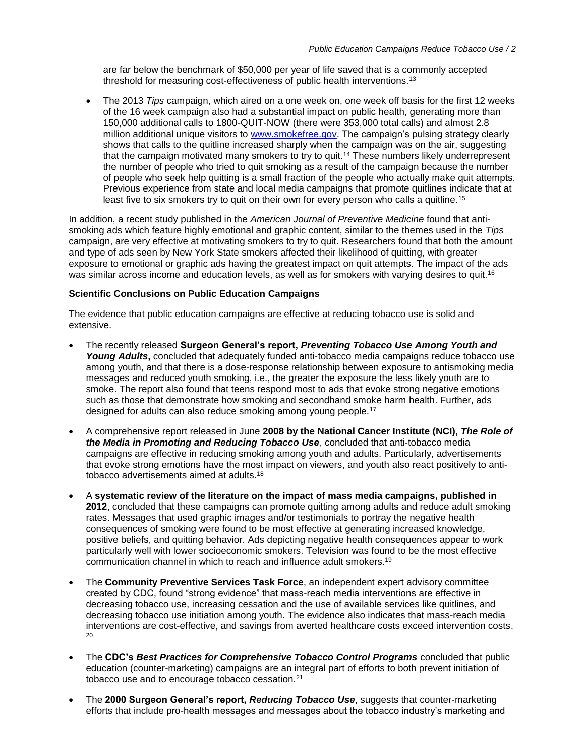are far below the benchmark of $50,000 per year of life saved that is a commonly accepted threshold for measuring cost-effectiveness of public health interventions.[13]

- The 2013 *Tips* campaign, which aired on a one week on, one week off basis for the first 12 weeks of the 16 week campaign also had a substantial impact on public health, generating more than 150,000 additional calls to 1800-QUIT-NOW (there were 353,000 total calls) and almost 2.8 million additional unique visitors to www.smokefree.gov. The campaign's pulsing strategy clearly shows that calls to the quitline increased sharply when the campaign was on the air, suggesting that the campaign motivated many smokers to try to quit.[14] These numbers likely underrepresent the number of people who tried to quit smoking as a result of the campaign because the number of people who seek help quitting is a small fraction of the people who actually make quit attempts. Previous experience from state and local media campaigns that promote quitlines indicate that at least five to six smokers try to quit on their own for every person who calls a quitline.[15]

In addition, a recent study published in the *American Journal of Preventive Medicine* found that anti-smoking ads which feature highly emotional and graphic content, similar to the themes used in the *Tips* campaign, are very effective at motivating smokers to try to quit. Researchers found that both the amount and type of ads seen by New York State smokers affected their likelihood of quitting, with greater exposure to emotional or graphic ads having the greatest impact on quit attempts. The impact of the ads was similar across income and education levels, as well as for smokers with varying desires to quit.[16]

**Scientific Conclusions on Public Education Campaigns**

The evidence that public education campaigns are effective at reducing tobacco use is solid and extensive.

- The recently released **Surgeon General's report, *Preventing Tobacco Use Among Youth and Young Adults***, concluded that adequately funded anti-tobacco media campaigns reduce tobacco use among youth, and that there is a dose-response relationship between exposure to antismoking media messages and reduced youth smoking, i.e., the greater the exposure the less likely youth are to smoke. The report also found that teens respond most to ads that evoke strong negative emotions such as those that demonstrate how smoking and secondhand smoke harm health. Further, ads designed for adults can also reduce smoking among young people.[17]

- A comprehensive report released in June **2008 by the National Cancer Institute (NCI), *The Role of the Media in Promoting and Reducing Tobacco Use***, concluded that anti-tobacco media campaigns are effective in reducing smoking among youth and adults. Particularly, advertisements that evoke strong emotions have the most impact on viewers, and youth also react positively to anti-tobacco advertisements aimed at adults.[18]

- A **systematic review of the literature on the impact of mass media campaigns, published in 2012**, concluded that these campaigns can promote quitting among adults and reduce adult smoking rates. Messages that used graphic images and/or testimonials to portray the negative health consequences of smoking were found to be most effective at generating increased knowledge, positive beliefs, and quitting behavior. Ads depicting negative health consequences appear to work particularly well with lower socioeconomic smokers. Television was found to be the most effective communication channel in which to reach and influence adult smokers.[19]

- The **Community Preventive Services Task Force**, an independent expert advisory committee created by CDC, found "strong evidence" that mass-reach media interventions are effective in decreasing tobacco use, increasing cessation and the use of available services like quitlines, and decreasing tobacco use initiation among youth. The evidence also indicates that mass-reach media interventions are cost-effective, and savings from averted healthcare costs exceed intervention costs.[20]

- The **CDC's *Best Practices for Comprehensive Tobacco Control Programs*** concluded that public education (counter-marketing) campaigns are an integral part of efforts to both prevent initiation of tobacco use and to encourage tobacco cessation.[21]

- The **2000 Surgeon General's report, *Reducing Tobacco Use***, suggests that counter-marketing efforts that include pro-health messages and messages about the tobacco industry's marketing and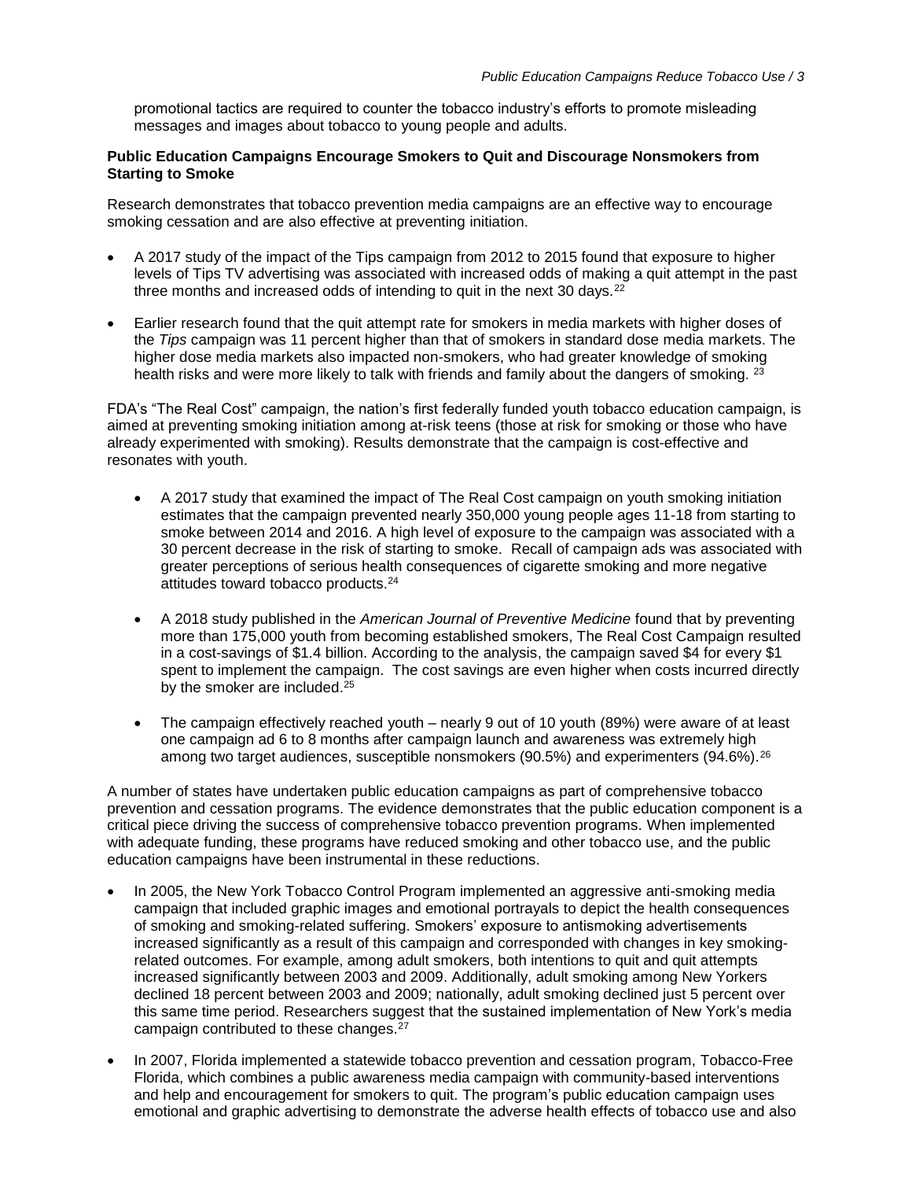promotional tactics are required to counter the tobacco industry's efforts to promote misleading messages and images about tobacco to young people and adults.

**Public Education Campaigns Encourage Smokers to Quit and Discourage Nonsmokers from Starting to Smoke**

Research demonstrates that tobacco prevention media campaigns are an effective way to encourage smoking cessation and are also effective at preventing initiation.

- A 2017 study of the impact of the Tips campaign from 2012 to 2015 found that exposure to higher levels of Tips TV advertising was associated with increased odds of making a quit attempt in the past three months and increased odds of intending to quit in the next 30 days.[22]

- Earlier research found that the quit attempt rate for smokers in media markets with higher doses of the *Tips* campaign was 11 percent higher than that of smokers in standard dose media markets. The higher dose media markets also impacted non-smokers, who had greater knowledge of smoking health risks and were more likely to talk with friends and family about the dangers of smoking. [23]

FDA's "The Real Cost" campaign, the nation's first federally funded youth tobacco education campaign, is aimed at preventing smoking initiation among at-risk teens (those at risk for smoking or those who have already experimented with smoking). Results demonstrate that the campaign is cost-effective and resonates with youth.

- A 2017 study that examined the impact of The Real Cost campaign on youth smoking initiation estimates that the campaign prevented nearly 350,000 young people ages 11-18 from starting to smoke between 2014 and 2016. A high level of exposure to the campaign was associated with a 30 percent decrease in the risk of starting to smoke. Recall of campaign ads was associated with greater perceptions of serious health consequences of cigarette smoking and more negative attitudes toward tobacco products.[24]

- A 2018 study published in the *American Journal of Preventive Medicine* found that by preventing more than 175,000 youth from becoming established smokers, The Real Cost Campaign resulted in a cost-savings of $1.4 billion. According to the analysis, the campaign saved $4 for every $1 spent to implement the campaign. The cost savings are even higher when costs incurred directly by the smoker are included.[25]

- The campaign effectively reached youth – nearly 9 out of 10 youth (89%) were aware of at least one campaign ad 6 to 8 months after campaign launch and awareness was extremely high among two target audiences, susceptible nonsmokers (90.5%) and experimenters (94.6%).[26]

A number of states have undertaken public education campaigns as part of comprehensive tobacco prevention and cessation programs. The evidence demonstrates that the public education component is a critical piece driving the success of comprehensive tobacco prevention programs. When implemented with adequate funding, these programs have reduced smoking and other tobacco use, and the public education campaigns have been instrumental in these reductions.

- In 2005, the New York Tobacco Control Program implemented an aggressive anti-smoking media campaign that included graphic images and emotional portrayals to depict the health consequences of smoking and smoking-related suffering. Smokers' exposure to antismoking advertisements increased significantly as a result of this campaign and corresponded with changes in key smoking-related outcomes. For example, among adult smokers, both intentions to quit and quit attempts increased significantly between 2003 and 2009. Additionally, adult smoking among New Yorkers declined 18 percent between 2003 and 2009; nationally, adult smoking declined just 5 percent over this same time period. Researchers suggest that the sustained implementation of New York's media campaign contributed to these changes.[27]

- In 2007, Florida implemented a statewide tobacco prevention and cessation program, Tobacco-Free Florida, which combines a public awareness media campaign with community-based interventions and help and encouragement for smokers to quit. The program's public education campaign uses emotional and graphic advertising to demonstrate the adverse health effects of tobacco use and also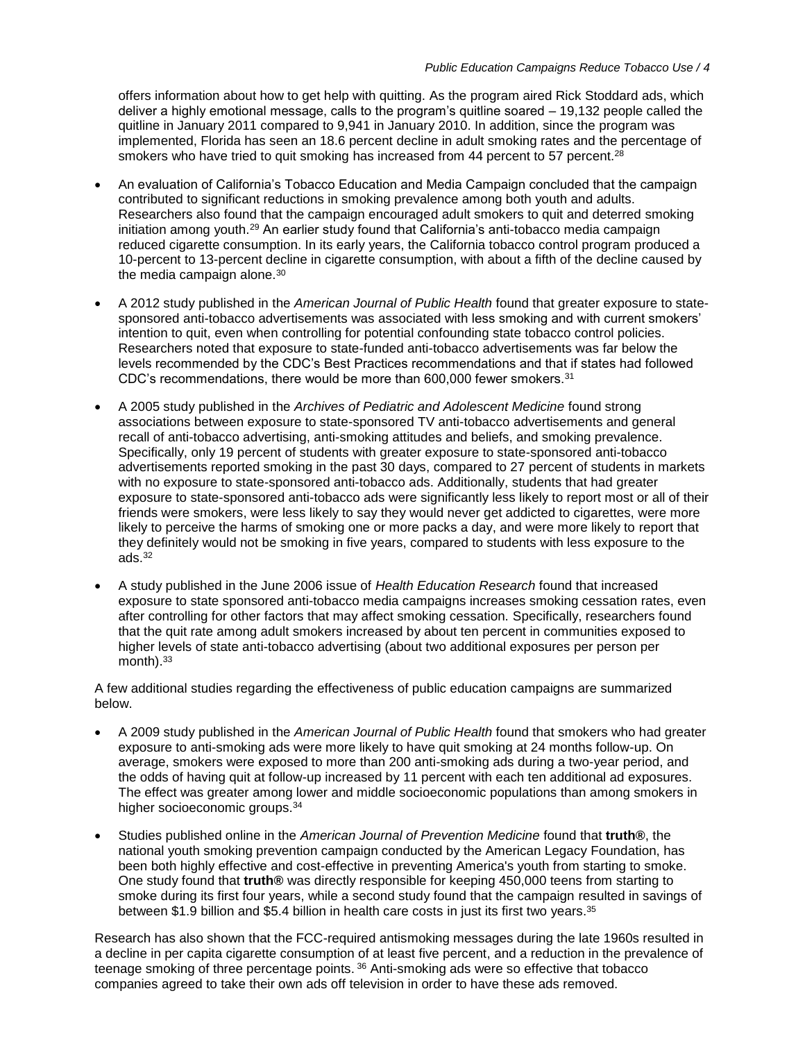offers information about how to get help with quitting. As the program aired Rick Stoddard ads, which deliver a highly emotional message, calls to the program's quitline soared – 19,132 people called the quitline in January 2011 compared to 9,941 in January 2010. In addition, since the program was implemented, Florida has seen an 18.6 percent decline in adult smoking rates and the percentage of smokers who have tried to quit smoking has increased from 44 percent to 57 percent.[28]

- An evaluation of California's Tobacco Education and Media Campaign concluded that the campaign contributed to significant reductions in smoking prevalence among both youth and adults. Researchers also found that the campaign encouraged adult smokers to quit and deterred smoking initiation among youth.[29] An earlier study found that California's anti-tobacco media campaign reduced cigarette consumption. In its early years, the California tobacco control program produced a 10-percent to 13-percent decline in cigarette consumption, with about a fifth of the decline caused by the media campaign alone.[30]

- A 2012 study published in the *American Journal of Public Health* found that greater exposure to state-sponsored anti-tobacco advertisements was associated with less smoking and with current smokers' intention to quit, even when controlling for potential confounding state tobacco control policies. Researchers noted that exposure to state-funded anti-tobacco advertisements was far below the levels recommended by the CDC's Best Practices recommendations and that if states had followed CDC's recommendations, there would be more than 600,000 fewer smokers.[31]

- A 2005 study published in the *Archives of Pediatric and Adolescent Medicine* found strong associations between exposure to state-sponsored TV anti-tobacco advertisements and general recall of anti-tobacco advertising, anti-smoking attitudes and beliefs, and smoking prevalence. Specifically, only 19 percent of students with greater exposure to state-sponsored anti-tobacco advertisements reported smoking in the past 30 days, compared to 27 percent of students in markets with no exposure to state-sponsored anti-tobacco ads. Additionally, students that had greater exposure to state-sponsored anti-tobacco ads were significantly less likely to report most or all of their friends were smokers, were less likely to say they would never get addicted to cigarettes, were more likely to perceive the harms of smoking one or more packs a day, and were more likely to report that they definitely would not be smoking in five years, compared to students with less exposure to the ads.[32]

- A study published in the June 2006 issue of *Health Education Research* found that increased exposure to state sponsored anti-tobacco media campaigns increases smoking cessation rates, even after controlling for other factors that may affect smoking cessation. Specifically, researchers found that the quit rate among adult smokers increased by about ten percent in communities exposed to higher levels of state anti-tobacco advertising (about two additional exposures per person per month).[33]

A few additional studies regarding the effectiveness of public education campaigns are summarized below.

- A 2009 study published in the *American Journal of Public Health* found that smokers who had greater exposure to anti-smoking ads were more likely to have quit smoking at 24 months follow-up. On average, smokers were exposed to more than 200 anti-smoking ads during a two-year period, and the odds of having quit at follow-up increased by 11 percent with each ten additional ad exposures. The effect was greater among lower and middle socioeconomic populations than among smokers in higher socioeconomic groups.[34]

- Studies published online in the *American Journal of Prevention Medicine* found that **truth®**, the national youth smoking prevention campaign conducted by the American Legacy Foundation, has been both highly effective and cost-effective in preventing America's youth from starting to smoke. One study found that **truth®** was directly responsible for keeping 450,000 teens from starting to smoke during its first four years, while a second study found that the campaign resulted in savings of between $1.9 billion and $5.4 billion in health care costs in just its first two years.[35]

Research has also shown that the FCC-required antismoking messages during the late 1960s resulted in a decline in per capita cigarette consumption of at least five percent, and a reduction in the prevalence of teenage smoking of three percentage points.[36] Anti-smoking ads were so effective that tobacco companies agreed to take their own ads off television in order to have these ads removed.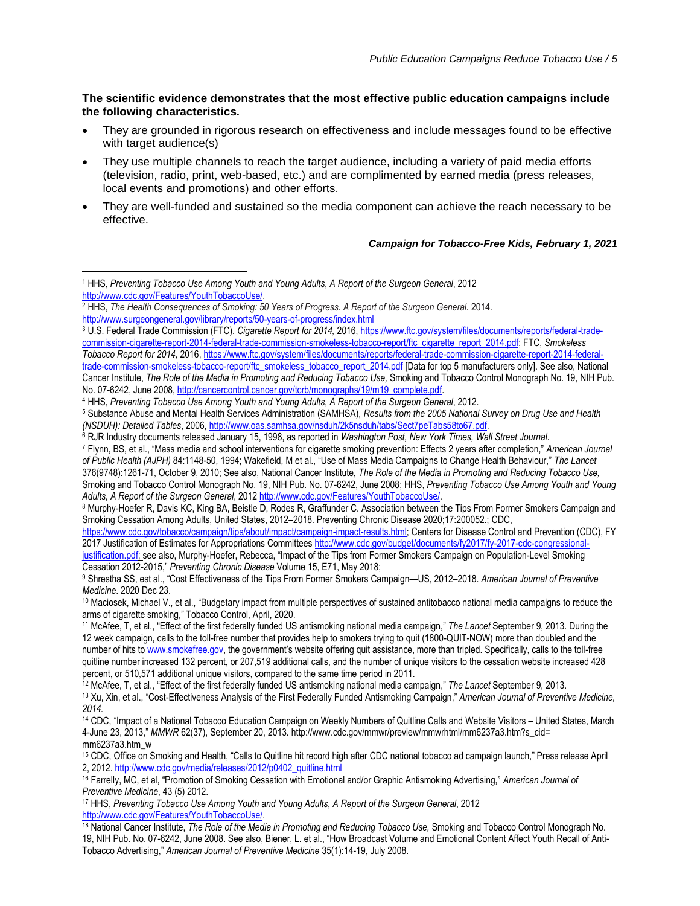**The scientific evidence demonstrates that the most effective public education campaigns include the following characteristics.**

- They are grounded in rigorous research on effectiveness and include messages found to be effective with target audience(s)
- They use multiple channels to reach the target audience, including a variety of paid media efforts (television, radio, print, web-based, etc.) and are complimented by earned media (press releases, local events and promotions) and other efforts.
- They are well-funded and sustained so the media component can achieve the reach necessary to be effective.

***Campaign for Tobacco-Free Kids, February 1, 2021***

---

[1] HHS, *Preventing Tobacco Use Among Youth and Young Adults, A Report of the Surgeon General*, 2012 http://www.cdc.gov/Features/YouthTobaccoUse/.

[2] HHS, *The Health Consequences of Smoking: 50 Years of Progress. A Report of the Surgeon General.* 2014. http://www.surgeongeneral.gov/library/reports/50-years-of-progress/index.html

[3] U.S. Federal Trade Commission (FTC). *Cigarette Report for 2014,* 2016, https://www.ftc.gov/system/files/documents/reports/federal-trade-commission-cigarette-report-2014-federal-trade-commission-smokeless-tobacco-report/ftc_cigarette_report_2014.pdf; FTC, *Smokeless Tobacco Report for 2014,* 2016, https://www.ftc.gov/system/files/documents/reports/federal-trade-commission-cigarette-report-2014-federal-trade-commission-smokeless-tobacco-report/ftc_smokeless_tobacco_report_2014.pdf [Data for top 5 manufacturers only]. See also, National Cancer Institute, *The Role of the Media in Promoting and Reducing Tobacco Use,* Smoking and Tobacco Control Monograph No. 19, NIH Pub. No. 07-6242, June 2008, http://cancercontrol.cancer.gov/tcrb/monographs/19/m19_complete.pdf.

[4] HHS, *Preventing Tobacco Use Among Youth and Young Adults, A Report of the Surgeon General*, 2012.

[5] Substance Abuse and Mental Health Services Administration (SAMHSA), *Results from the 2005 National Survey on Drug Use and Health (NSDUH): Detailed Tables*, 2006, http://www.oas.samhsa.gov/nsduh/2k5nsduh/tabs/Sect7peTabs58to67.pdf.

[6] RJR Industry documents released January 15, 1998, as reported in *Washington Post, New York Times, Wall Street Journal*.

[7] Flynn, BS, et al., "Mass media and school interventions for cigarette smoking prevention: Effects 2 years after completion," *American Journal of Public Health (AJPH)* 84:1148-50, 1994; Wakefield, M et al., "Use of Mass Media Campaigns to Change Health Behaviour," *The Lancet* 376(9748):1261-71, October 9, 2010; See also, National Cancer Institute, *The Role of the Media in Promoting and Reducing Tobacco Use,* Smoking and Tobacco Control Monograph No. 19, NIH Pub. No. 07-6242, June 2008; HHS, *Preventing Tobacco Use Among Youth and Young Adults, A Report of the Surgeon General*, 2012 http://www.cdc.gov/Features/YouthTobaccoUse/.

[8] Murphy-Hoefer R, Davis KC, King BA, Beistle D, Rodes R, Graffunder C. Association between the Tips From Former Smokers Campaign and Smoking Cessation Among Adults, United States, 2012–2018. Preventing Chronic Disease 2020;17:200052.; CDC, https://www.cdc.gov/tobacco/campaign/tips/about/impact/campaign-impact-results.html; Centers for Disease Control and Prevention (CDC), FY 2017 Justification of Estimates for Appropriations Committees http://www.cdc.gov/budget/documents/fy2017/fy-2017-cdc-congressional-justification.pdf; see also, Murphy-Hoefer, Rebecca, "Impact of the Tips from Former Smokers Campaign on Population-Level Smoking Cessation 2012-2015," *Preventing Chronic Disease* Volume 15, E71, May 2018;

[9] Shrestha SS, est al., "Cost Effectiveness of the Tips From Former Smokers Campaign—US, 2012–2018. *American Journal of Preventive Medicine*. 2020 Dec 23.

[10] Maciosek, Michael V., et al., "Budgetary impact from multiple perspectives of sustained antitobacco national media campaigns to reduce the arms of cigarette smoking," Tobacco Control, April, 2020.

[11] McAfee, T, et al., "Effect of the first federally funded US antismoking national media campaign," *The Lancet* September 9, 2013. During the 12 week campaign, calls to the toll-free number that provides help to smokers trying to quit (1800-QUIT-NOW) more than doubled and the number of hits to www.smokefree.gov, the government's website offering quit assistance, more than tripled. Specifically, calls to the toll-free quitline number increased 132 percent, or 207,519 additional calls, and the number of unique visitors to the cessation website increased 428 percent, or 510,571 additional unique visitors, compared to the same time period in 2011.

[12] McAfee, T, et al., "Effect of the first federally funded US antismoking national media campaign," *The Lancet* September 9, 2013.

[13] Xu, Xin, et al., "Cost-Effectiveness Analysis of the First Federally Funded Antismoking Campaign," *American Journal of Preventive Medicine, 2014.*

[14] CDC, "Impact of a National Tobacco Education Campaign on Weekly Numbers of Quitline Calls and Website Visitors – United States, March 4-June 23, 2013," *MMWR* 62(37), September 20, 2013. http://www.cdc.gov/mmwr/preview/mmwrhtml/mm6237a3.htm?s_cid= mm6237a3.htm_w

[15] CDC, Office on Smoking and Health, "Calls to Quitline hit record high after CDC national tobacco ad campaign launch," Press release April 2, 2012. http://www.cdc.gov/media/releases/2012/p0402_quitline.html

[16] Farrelly, MC, et al, "Promotion of Smoking Cessation with Emotional and/or Graphic Antismoking Advertising," *American Journal of Preventive Medicine*, 43 (5) 2012.

[17] HHS, *Preventing Tobacco Use Among Youth and Young Adults, A Report of the Surgeon General*, 2012 http://www.cdc.gov/Features/YouthTobaccoUse/.

[18] National Cancer Institute, *The Role of the Media in Promoting and Reducing Tobacco Use,* Smoking and Tobacco Control Monograph No. 19, NIH Pub. No. 07-6242, June 2008. See also, Biener, L. et al., "How Broadcast Volume and Emotional Content Affect Youth Recall of Anti-Tobacco Advertising," *American Journal of Preventive Medicine* 35(1):14-19, July 2008.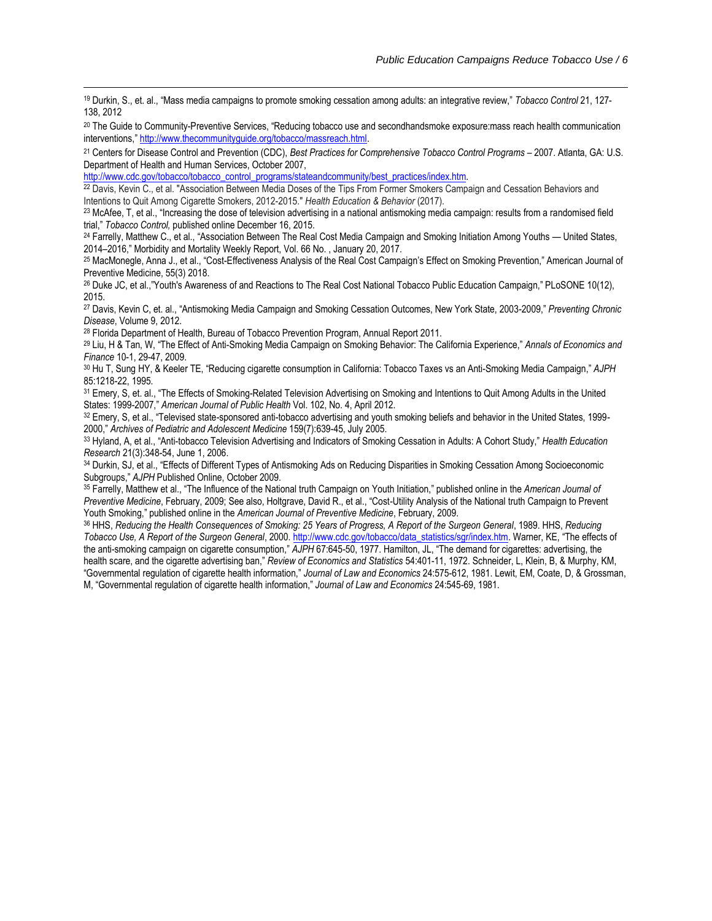[19] Durkin, S., et. al., "Mass media campaigns to promote smoking cessation among adults: an integrative review," *Tobacco Control* 21, 127-138, 2012

[20] The Guide to Community-Preventive Services, "Reducing tobacco use and secondhandsmoke exposure:mass reach health communication interventions," http://www.thecommunityguide.org/tobacco/massreach.html.

[21] Centers for Disease Control and Prevention (CDC), *Best Practices for Comprehensive Tobacco Control Programs* – 2007. Atlanta, GA: U.S. Department of Health and Human Services, October 2007, http://www.cdc.gov/tobacco/tobacco_control_programs/stateandcommunity/best_practices/index.htm.

[22] Davis, Kevin C., et al. "Association Between Media Doses of the Tips From Former Smokers Campaign and Cessation Behaviors and Intentions to Quit Among Cigarette Smokers, 2012-2015." *Health Education & Behavior* (2017).

[23] McAfee, T, et al., "Increasing the dose of television advertising in a national antismoking media campaign: results from a randomised field trial," *Tobacco Control,* published online December 16, 2015.

[24] Farrelly, Matthew C., et al., "Association Between The Real Cost Media Campaign and Smoking Initiation Among Youths — United States, 2014–2016," Morbidity and Mortality Weekly Report, Vol. 66 No. , January 20, 2017.

[25] MacMonegle, Anna J., et al., "Cost-Effectiveness Analysis of the Real Cost Campaign's Effect on Smoking Prevention," American Journal of Preventive Medicine, 55(3) 2018.

[26] Duke JC, et al.,"Youth's Awareness of and Reactions to The Real Cost National Tobacco Public Education Campaign," PLoSONE 10(12), 2015.

[27] Davis, Kevin C, et. al., "Antismoking Media Campaign and Smoking Cessation Outcomes, New York State, 2003-2009," *Preventing Chronic Disease*, Volume 9, 2012.

[28] Florida Department of Health, Bureau of Tobacco Prevention Program, Annual Report 2011.

[29] Liu, H & Tan, W, "The Effect of Anti-Smoking Media Campaign on Smoking Behavior: The California Experience," *Annals of Economics and Finance* 10-1, 29-47, 2009.

[30] Hu T, Sung HY, & Keeler TE, "Reducing cigarette consumption in California: Tobacco Taxes vs an Anti-Smoking Media Campaign," *AJPH* 85:1218-22, 1995.

[31] Emery, S, et. al., "The Effects of Smoking-Related Television Advertising on Smoking and Intentions to Quit Among Adults in the United States: 1999-2007," *American Journal of Public Health* Vol. 102, No. 4, April 2012.

[32] Emery, S, et al., "Televised state-sponsored anti-tobacco advertising and youth smoking beliefs and behavior in the United States, 1999-2000," *Archives of Pediatric and Adolescent Medicine* 159(7):639-45, July 2005.

[33] Hyland, A, et al., "Anti-tobacco Television Advertising and Indicators of Smoking Cessation in Adults: A Cohort Study," *Health Education Research* 21(3):348-54, June 1, 2006.

[34] Durkin, SJ, et al., "Effects of Different Types of Antismoking Ads on Reducing Disparities in Smoking Cessation Among Socioeconomic Subgroups," *AJPH* Published Online, October 2009.

[35] Farrelly, Matthew et al., "The Influence of the National truth Campaign on Youth Initiation," published online in the *American Journal of Preventive Medicine*, February, 2009; See also, Holtgrave, David R., et al., "Cost-Utility Analysis of the National truth Campaign to Prevent Youth Smoking," published online in the *American Journal of Preventive Medicine*, February, 2009.

[36] HHS, *Reducing the Health Consequences of Smoking: 25 Years of Progress, A Report of the Surgeon General*, 1989. HHS, *Reducing Tobacco Use, A Report of the Surgeon General*, 2000. http://www.cdc.gov/tobacco/data_statistics/sgr/index.htm. Warner, KE, "The effects of the anti-smoking campaign on cigarette consumption," *AJPH* 67:645-50, 1977. Hamilton, JL, "The demand for cigarettes: advertising, the health scare, and the cigarette advertising ban," *Review of Economics and Statistics* 54:401-11, 1972. Schneider, L, Klein, B, & Murphy, KM, "Governmental regulation of cigarette health information," *Journal of Law and Economics* 24:575-612, 1981. Lewit, EM, Coate, D, & Grossman, M, "Governmental regulation of cigarette health information," *Journal of Law and Economics* 24:545-69, 1981.